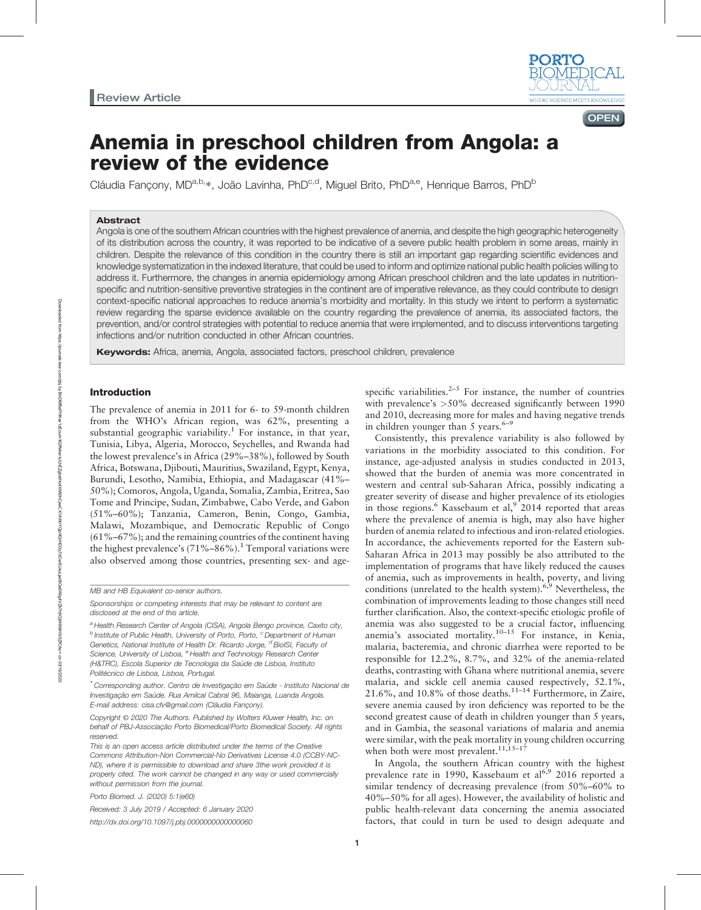Review Article

# Anemia in preschool children from Angola: a review of the evidence

Cláudia Fançony, MD[a,b,*], João Lavinha, PhD[c,d], Miguel Brito, PhD[a,e], Henrique Barros, PhD[b]

## Abstract

Angola is one of the southern African countries with the highest prevalence of anemia, and despite the high geographic heterogeneity of its distribution across the country, it was reported to be indicative of a severe public health problem in some areas, mainly in children. Despite the relevance of this condition in the country there is still an important gap regarding scientific evidences and knowledge systematization in the indexed literature, that could be used to inform and optimize national public health policies willing to address it. Furthermore, the changes in anemia epidemiology among African preschool children and the late updates in nutrition-specific and nutrition-sensitive preventive strategies in the continent are of imperative relevance, as they could contribute to design context-specific national approaches to reduce anemia's morbidity and mortality. In this study we intent to perform a systematic review regarding the sparse evidence available on the country regarding the prevalence of anemia, its associated factors, the prevention, and/or control strategies with potential to reduce anemia that were implemented, and to discuss interventions targeting infections and/or nutrition conducted in other African countries.

**Keywords:** Africa, anemia, Angola, associated factors, preschool children, prevalence

## Introduction

The prevalence of anemia in 2011 for 6- to 59-month children from the WHO's African region, was 62%, presenting a substantial geographic variability.[1] For instance, in that year, Tunisia, Libya, Algeria, Morocco, Seychelles, and Rwanda had the lowest prevalence's in Africa (29%–38%), followed by South Africa, Botswana, Djibouti, Mauritius, Swaziland, Egypt, Kenya, Burundi, Lesotho, Namibia, Ethiopia, and Madagascar (41%–50%); Comoros, Angola, Uganda, Somalia, Zambia, Eritrea, Sao Tome and Principe, Sudan, Zimbabwe, Cabo Verde, and Gabon (51%–60%); Tanzania, Cameron, Benin, Congo, Gambia, Malawi, Mozambique, and Democratic Republic of Congo (61%–67%); and the remaining countries of the continent having the highest prevalence's (71%–86%).[1] Temporal variations were also observed among those countries, presenting sex- and age-specific variabilities.[2–5] For instance, the number of countries with prevalence's >50% decreased significantly between 1990 and 2010, decreasing more for males and having negative trends in children younger than 5 years.[6–9]

Consistently, this prevalence variability is also followed by variations in the morbidity associated to this condition. For instance, age-adjusted analysis in studies conducted in 2013, showed that the burden of anemia was more concentrated in western and central sub-Saharan Africa, possibly indicating a greater severity of disease and higher prevalence of its etiologies in those regions.[6] Kassebaum et al,[9] 2014 reported that areas where the prevalence of anemia is high, may also have higher burden of anemia related to infectious and iron-related etiologies. In accordance, the achievements reported for the Eastern sub-Saharan Africa in 2013 may possibly be also attributed to the implementation of programs that have likely reduced the causes of anemia, such as improvements in health, poverty, and living conditions (unrelated to the health system).[6,9] Nevertheless, the combination of improvements leading to those changes still need further clarification. Also, the context-specific etiologic profile of anemia was also suggested to be a crucial factor, influencing anemia's associated mortality.[10–15] For instance, in Kenia, malaria, bacteremia, and chronic diarrhea were reported to be responsible for 12.2%, 8.7%, and 32% of the anemia-related deaths, contrasting with Ghana where nutritional anemia, severe malaria, and sickle cell anemia caused respectively, 52.1%, 21.6%, and 10.8% of those deaths.[11–14] Furthermore, in Zaire, severe anemia caused by iron deficiency was reported to be the second greatest cause of death in children younger than 5 years, and in Gambia, the seasonal variations of malaria and anemia were similar, with the peak mortality in young children occurring when both were most prevalent.[11,15–17]

In Angola, the southern African country with the highest prevalence rate in 1990, Kassebaum et al[6,9] 2016 reported a similar tendency of decreasing prevalence (from 50%–60% to 40%–50% for all ages). However, the availability of holistic and public health-relevant data concerning the anemia associated factors, that could in turn be used to design adequate and

---

MB and HB Equivalent co-senior authors.

Sponsorships or competing interests that may be relevant to content are disclosed at the end of this article.

[a] Health Research Center of Angola (CISA), Angola Bengo province, Caxito city, [b] Institute of Public Health, University of Porto, Porto, [c] Department of Human Genetics, National Institute of Health Dr. Ricardo Jorge, [d] BioISI, Faculty of Science, University of Lisboa, [e] Health and Technology Research Center (H&TRC), Escola Superior de Tecnologia da Saúde de Lisboa, Instituto Politécnico de Lisboa, Lisboa, Portugal.

[*] Corresponding author. Centro de Investigação em Saúde - Instituto Nacional de Investigação em Saúde. Rua Amilcal Cabral 96, Maianga, Luanda Angola. E-mail address: cisa.cfv@gmail.com (Cláudia Fançony).

Copyright © 2020 The Authors. Published by Wolters Kluwer Health, Inc. on behalf of PBJ-Associação Porto Biomedical/Porto Biomedical Society. All rights reserved.

This is an open access article distributed under the terms of the Creative Commons Attribution-Non Commercial-No Derivatives License 4.0 (CCBY-NC-ND), where it is permissible to download and share 3the work provided it is properly cited. The work cannot be changed in any way or used commercially without permission from the journal.

Porto Biomed. J. (2020) 5:1(e60)

Received: 3 July 2019 / Accepted: 6 January 2020

http://dx.doi.org/10.1097/j.pbj.0000000000000060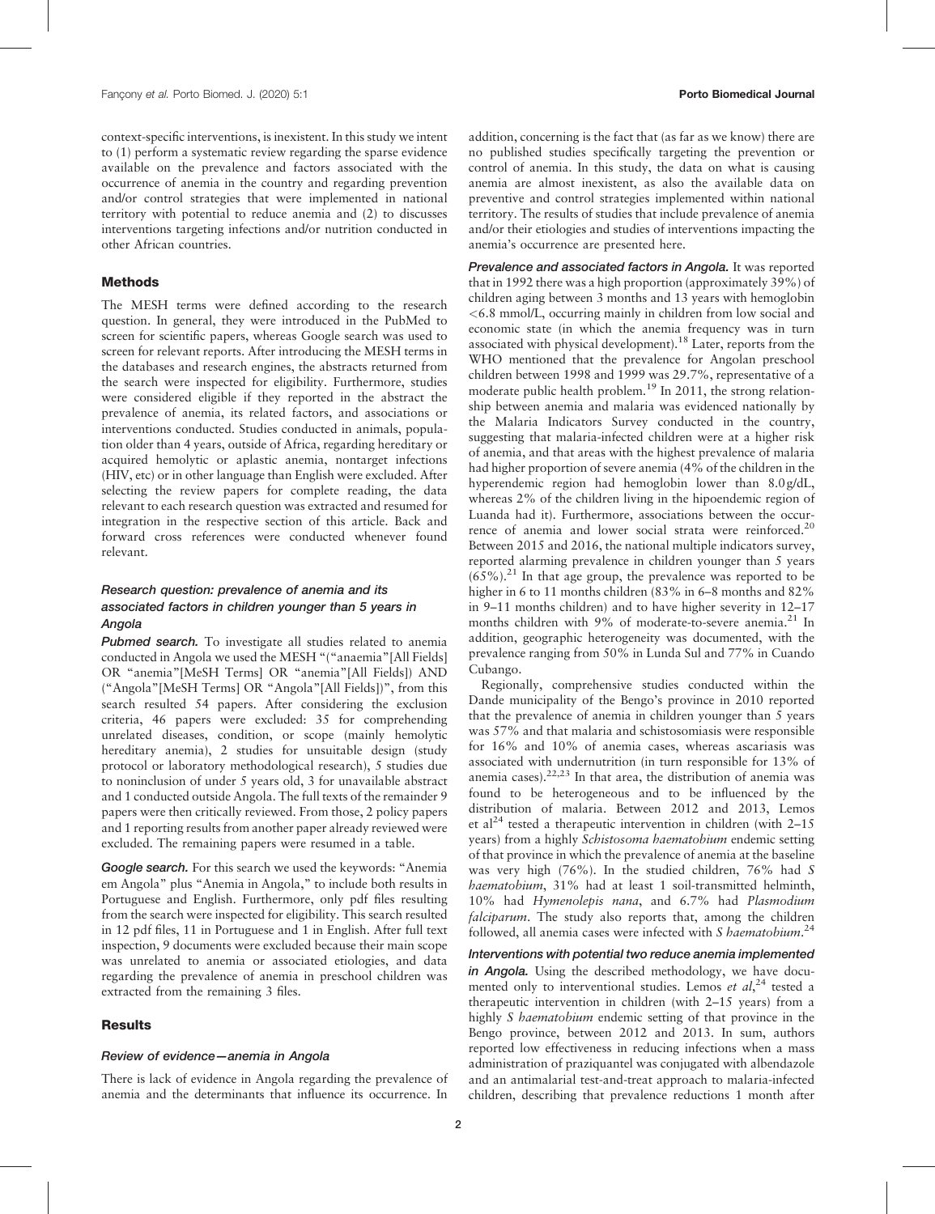context-specific interventions, is inexistent. In this study we intent to (1) perform a systematic review regarding the sparse evidence available on the prevalence and factors associated with the occurrence of anemia in the country and regarding prevention and/or control strategies that were implemented in national territory with potential to reduce anemia and (2) to discusses interventions targeting infections and/or nutrition conducted in other African countries.

## Methods

The MESH terms were defined according to the research question. In general, they were introduced in the PubMed to screen for scientific papers, whereas Google search was used to screen for relevant reports. After introducing the MESH terms in the databases and research engines, the abstracts returned from the search were inspected for eligibility. Furthermore, studies were considered eligible if they reported in the abstract the prevalence of anemia, its related factors, and associations or interventions conducted. Studies conducted in animals, population older than 4 years, outside of Africa, regarding hereditary or acquired hemolytic or aplastic anemia, nontarget infections (HIV, etc) or in other language than English were excluded. After selecting the review papers for complete reading, the data relevant to each research question was extracted and resumed for integration in the respective section of this article. Back and forward cross references were conducted whenever found relevant.

### Research question: prevalence of anemia and its associated factors in children younger than 5 years in Angola

***Pubmed search.*** To investigate all studies related to anemia conducted in Angola we used the MESH "("anaemia"[All Fields] OR "anemia"[MeSH Terms] OR "anemia"[All Fields]) AND ("Angola"[MeSH Terms] OR "Angola"[All Fields])", from this search resulted 54 papers. After considering the exclusion criteria, 46 papers were excluded: 35 for comprehending unrelated diseases, condition, or scope (mainly hemolytic hereditary anemia), 2 studies for unsuitable design (study protocol or laboratory methodological research), 5 studies due to noninclusion of under 5 years old, 3 for unavailable abstract and 1 conducted outside Angola. The full texts of the remainder 9 papers were then critically reviewed. From those, 2 policy papers and 1 reporting results from another paper already reviewed were excluded. The remaining papers were resumed in a table.

***Google search.*** For this search we used the keywords: "Anemia em Angola" plus "Anemia in Angola," to include both results in Portuguese and English. Furthermore, only pdf files resulting from the search were inspected for eligibility. This search resulted in 12 pdf files, 11 in Portuguese and 1 in English. After full text inspection, 9 documents were excluded because their main scope was unrelated to anemia or associated etiologies, and data regarding the prevalence of anemia in preschool children was extracted from the remaining 3 files.

## Results

### Review of evidence—anemia in Angola

There is lack of evidence in Angola regarding the prevalence of anemia and the determinants that influence its occurrence. In addition, concerning is the fact that (as far as we know) there are no published studies specifically targeting the prevention or control of anemia. In this study, the data on what is causing anemia are almost inexistent, as also the available data on preventive and control strategies implemented within national territory. The results of studies that include prevalence of anemia and/or their etiologies and studies of interventions impacting the anemia's occurrence are presented here.

***Prevalence and associated factors in Angola.*** It was reported that in 1992 there was a high proportion (approximately 39%) of children aging between 3 months and 13 years with hemoglobin <6.8 mmol/L, occurring mainly in children from low social and economic state (in which the anemia frequency was in turn associated with physical development).[18] Later, reports from the WHO mentioned that the prevalence for Angolan preschool children between 1998 and 1999 was 29.7%, representative of a moderate public health problem.[19] In 2011, the strong relationship between anemia and malaria was evidenced nationally by the Malaria Indicators Survey conducted in the country, suggesting that malaria-infected children were at a higher risk of anemia, and that areas with the highest prevalence of malaria had higher proportion of severe anemia (4% of the children in the hyperendemic region had hemoglobin lower than 8.0 g/dL, whereas 2% of the children living in the hipoendemic region of Luanda had it). Furthermore, associations between the occurrence of anemia and lower social strata were reinforced.[20] Between 2015 and 2016, the national multiple indicators survey, reported alarming prevalence in children younger than 5 years (65%).[21] In that age group, the prevalence was reported to be higher in 6 to 11 months children (83% in 6–8 months and 82% in 9–11 months children) and to have higher severity in 12–17 months children with 9% of moderate-to-severe anemia.[21] In addition, geographic heterogeneity was documented, with the prevalence ranging from 50% in Lunda Sul and 77% in Cuando Cubango.

Regionally, comprehensive studies conducted within the Dande municipality of the Bengo's province in 2010 reported that the prevalence of anemia in children younger than 5 years was 57% and that malaria and schistosomiasis were responsible for 16% and 10% of anemia cases, whereas ascariasis was associated with undernutrition (in turn responsible for 13% of anemia cases).[22,23] In that area, the distribution of anemia was found to be heterogeneous and to be influenced by the distribution of malaria. Between 2012 and 2013, Lemos et al[24] tested a therapeutic intervention in children (with 2–15 years) from a highly *Schistosoma haematobium* endemic setting of that province in which the prevalence of anemia at the baseline was very high (76%). In the studied children, 76% had *S haematobium*, 31% had at least 1 soil-transmitted helminth, 10% had *Hymenolepis nana*, and 6.7% had *Plasmodium falciparum*. The study also reports that, among the children followed, all anemia cases were infected with *S haematobium*.[24]

***Interventions with potential two reduce anemia implemented in Angola.*** Using the described methodology, we have documented only to interventional studies. Lemos *et al*,[24] tested a therapeutic intervention in children (with 2–15 years) from a highly *S haematobium* endemic setting of that province in the Bengo province, between 2012 and 2013. In sum, authors reported low effectiveness in reducing infections when a mass administration of praziquantel was conjugated with albendazole and an antimalarial test-and-treat approach to malaria-infected children, describing that prevalence reductions 1 month after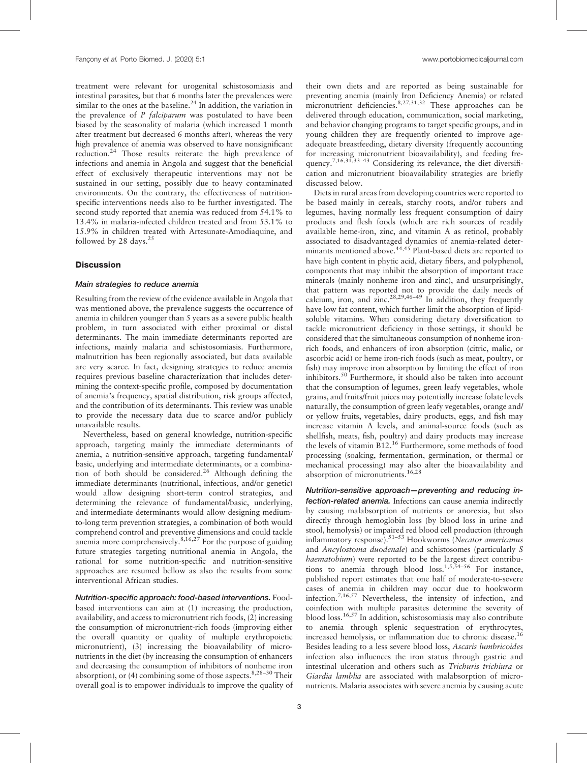treatment were relevant for urogenital schistosomiasis and intestinal parasites, but that 6 months later the prevalences were similar to the ones at the baseline.[24] In addition, the variation in the prevalence of *P falciparum* was postulated to have been biased by the seasonality of malaria (which increased 1 month after treatment but decreased 6 months after), whereas the very high prevalence of anemia was observed to have nonsignificant reduction.[24] Those results reiterate the high prevalence of infections and anemia in Angola and suggest that the beneficial effect of exclusively therapeutic interventions may not be sustained in our setting, possibly due to heavy contaminated environments. On the contrary, the effectiveness of nutrition-specific interventions needs also to be further investigated. The second study reported that anemia was reduced from 54.1% to 13.4% in malaria-infected children treated and from 53.1% to 15.9% in children treated with Artesunate-Amodiaquine, and followed by 28 days.[25]

## Discussion

### Main strategies to reduce anemia

Resulting from the review of the evidence available in Angola that was mentioned above, the prevalence suggests the occurrence of anemia in children younger than 5 years as a severe public health problem, in turn associated with either proximal or distal determinants. The main immediate determinants reported are infections, mainly malaria and schistosomiasis. Furthermore, malnutrition has been regionally associated, but data available are very scarce. In fact, designing strategies to reduce anemia requires previous baseline characterization that includes determining the context-specific profile, composed by documentation of anemia's frequency, spatial distribution, risk groups affected, and the contribution of its determinants. This review was unable to provide the necessary data due to scarce and/or publicly unavailable results.

Nevertheless, based on general knowledge, nutrition-specific approach, targeting mainly the immediate determinants of anemia, a nutrition-sensitive approach, targeting fundamental/basic, underlying and intermediate determinants, or a combination of both should be considered.[26] Although defining the immediate determinants (nutritional, infectious, and/or genetic) would allow designing short-term control strategies, and determining the relevance of fundamental/basic, underlying, and intermediate determinants would allow designing medium-to-long term prevention strategies, a combination of both would comprehend control and preventive dimensions and could tackle anemia more comprehensively.[8,16,27] For the purpose of guiding future strategies targeting nutritional anemia in Angola, the rational for some nutrition-specific and nutrition-sensitive approaches are resumed bellow as also the results from some interventional African studies.

**Nutrition-specific approach: food-based interventions.** Food-based interventions can aim at (1) increasing the production, availability, and access to micronutrient rich foods, (2) increasing the consumption of micronutrient-rich foods (improving either the overall quantity or quality of multiple erythropoietic micronutrient), (3) increasing the bioavailability of micronutrients in the diet (by increasing the consumption of enhancers and decreasing the consumption of inhibitors of nonheme iron absorption), or (4) combining some of those aspects.[8,28–30] Their overall goal is to empower individuals to improve the quality of their own diets and are reported as being sustainable for preventing anemia (mainly Iron Deficiency Anemia) or related micronutrient deficiencies.[8,27,31,32] These approaches can be delivered through education, communication, social marketing, and behavior changing programs to target specific groups, and in young children they are frequently oriented to improve age-adequate breastfeeding, dietary diversity (frequently accounting for increasing micronutrient bioavailability), and feeding frequency.[7,16,31,33–43] Considering its relevance, the diet diversification and micronutrient bioavailability strategies are briefly discussed below.

Diets in rural areas from developing countries were reported to be based mainly in cereals, starchy roots, and/or tubers and legumes, having normally less frequent consumption of dairy products and flesh foods (which are rich sources of readily available heme-iron, zinc, and vitamin A as retinol, probably associated to disadvantaged dynamics of anemia-related determinants mentioned above.[44,45] Plant-based diets are reported to have high content in phytic acid, dietary fibers, and polyphenol, components that may inhibit the absorption of important trace minerals (mainly nonheme iron and zinc), and unsurprisingly, that pattern was reported not to provide the daily needs of calcium, iron, and zinc.[28,29,46–49] In addition, they frequently have low fat content, which further limit the absorption of lipid-soluble vitamins. When considering dietary diversification to tackle micronutrient deficiency in those settings, it should be considered that the simultaneous consumption of nonheme iron-rich foods, and enhancers of iron absorption (citric, malic, or ascorbic acid) or heme iron-rich foods (such as meat, poultry, or fish) may improve iron absorption by limiting the effect of iron inhibitors.[50] Furthermore, it should also be taken into account that the consumption of legumes, green leafy vegetables, whole grains, and fruits/fruit juices may potentially increase folate levels naturally, the consumption of green leafy vegetables, orange and/or yellow fruits, vegetables, dairy products, eggs, and fish may increase vitamin A levels, and animal-source foods (such as shellfish, meats, fish, poultry) and dairy products may increase the levels of vitamin B12.[16] Furthermore, some methods of food processing (soaking, fermentation, germination, or thermal or mechanical processing) may also alter the bioavailability and absorption of micronutrients.[16,28]

**Nutrition-sensitive approach—preventing and reducing infection-related anemia.** Infections can cause anemia indirectly by causing malabsorption of nutrients or anorexia, but also directly through hemoglobin loss (by blood loss in urine and stool, hemolysis) or impaired red blood cell production (through inflammatory response).[51–53] Hookworms (*Necator americanus* and *Ancylostoma duodenale*) and schistosomes (particularly *S haematobium*) were reported to be the largest direct contributions to anemia through blood loss.[1,5,54–56] For instance, published report estimates that one half of moderate-to-severe cases of anemia in children may occur due to hookworm infection.[7,16,57] Nevertheless, the intensity of infection, and coinfection with multiple parasites determine the severity of blood loss.[16,57] In addition, schistosomiasis may also contribute to anemia through splenic sequestration of erythrocytes, increased hemolysis, or inflammation due to chronic disease.[16] Besides leading to a less severe blood loss, *Ascaris lumbricoides* infection also influences the iron status through gastric and intestinal ulceration and others such as *Trichuris trichiura* or *Giardia lamblia* are associated with malabsorption of micronutrients. Malaria associates with severe anemia by causing acute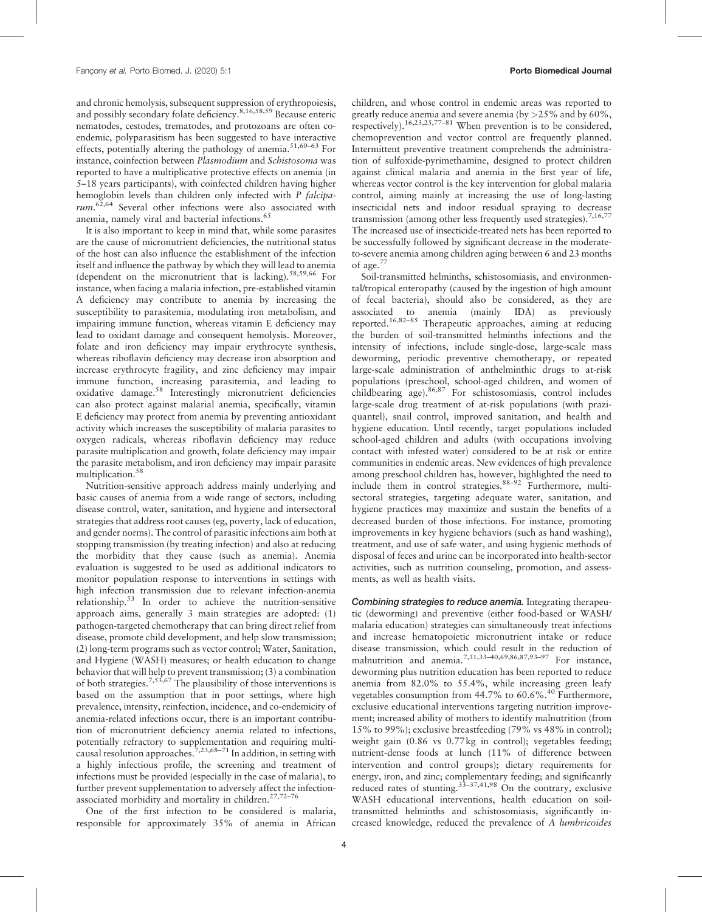and chronic hemolysis, subsequent suppression of erythropoiesis, and possibly secondary folate deficiency.[8,16,58,59] Because enteric nematodes, cestodes, trematodes, and protozoans are often co-endemic, polyparasitism has been suggested to have interactive effects, potentially altering the pathology of anemia.[51,60–63] For instance, coinfection between *Plasmodium* and *Schistosoma* was reported to have a multiplicative protective effects on anemia (in 5–18 years participants), with coinfected children having higher hemoglobin levels than children only infected with *P falciparum*.[62,64] Several other infections were also associated with anemia, namely viral and bacterial infections.[65]

It is also important to keep in mind that, while some parasites are the cause of micronutrient deficiencies, the nutritional status of the host can also influence the establishment of the infection itself and influence the pathway by which they will lead to anemia (dependent on the micronutrient that is lacking).[58,59,66] For instance, when facing a malaria infection, pre-established Vitamin A deficiency may contribute to anemia by increasing the susceptibility to parasitemia, modulating iron metabolism, and impairing immune function, whereas vitamin E deficiency may lead to oxidant damage and consequent hemolysis. Moreover, folate and iron deficiency may impair erythrocyte synthesis, whereas riboflavin deficiency may decrease iron absorption and increase erythrocyte fragility, and zinc deficiency may impair immune function, increasing parasitemia, and leading to oxidative damage.[58] Interestingly micronutrient deficiencies can also protect against malarial anemia, specifically, vitamin E deficiency may protect from anemia by preventing antioxidant activity which increases the susceptibility of malaria parasites to oxygen radicals, whereas riboflavin deficiency may reduce parasite multiplication and growth, folate deficiency may impair the parasite metabolism, and iron deficiency may impair parasite multiplication.[58]

Nutrition-sensitive approach address mainly underlying and basic causes of anemia from a wide range of sectors, including disease control, water, sanitation, and hygiene and intersectoral strategies that address root causes (eg, poverty, lack of education, and gender norms). The control of parasitic infections aim both at stopping transmission (by treating infection) and also at reducing the morbidity that they cause (such as anemia). Anemia evaluation is suggested to be used as additional indicators to monitor population response to interventions in settings with high infection transmission due to relevant infection-anemia relationship.[53] In order to achieve the nutrition-sensitive approach aims, generally 3 main strategies are adopted: (1) pathogen-targeted chemotherapy that can bring direct relief from disease, promote child development, and help slow transmission; (2) long-term programs such as vector control; Water, Sanitation, and Hygiene (WASH) measures; or health education to change behavior that will help to prevent transmission; (3) a combination of both strategies.[7,53,67] The plausibility of those interventions is based on the assumption that in poor settings, where high prevalence, intensity, reinfection, incidence, and co-endemicity of anemia-related infections occur, there is an important contribution of micronutrient deficiency anemia related to infections, potentially refractory to supplementation and requiring multicausal resolution approaches.[7,23,68–71] In addition, in setting with a highly infectious profile, the screening and treatment of infections must be provided (especially in the case of malaria), to further prevent supplementation to adversely affect the infection-associated morbidity and mortality in children.[27,72–76]

One of the first infection to be considered is malaria, responsible for approximately 35% of anemia in African children, and whose control in endemic areas was reported to greatly reduce anemia and severe anemia (by >25% and by 60%, respectively).[16,23,25,77–81] When prevention is to be considered, chemoprevention and vector control are frequently planned. Intermittent preventive treatment comprehends the administration of sulfoxide-pyrimethamine, designed to protect children against clinical malaria and anemia in the first year of life, whereas vector control is the key intervention for global malaria control, aiming mainly at increasing the use of long-lasting insecticidal nets and indoor residual spraying to decrease transmission (among other less frequently used strategies).[7,16,77] The increased use of insecticide-treated nets has been reported to be successfully followed by significant decrease in the moderate-to-severe anemia among children aging between 6 and 23 months of age.[77]

Soil-transmitted helminths, schistosomiasis, and environmental/tropical enteropathy (caused by the ingestion of high amount of fecal bacteria), should also be considered, as they are associated to anemia (mainly IDA) as previously reported.[16,82–85] Therapeutic approaches, aiming at reducing the burden of soil-transmitted helminths infections and the intensity of infections, include single-dose, large-scale mass deworming, periodic preventive chemotherapy, or repeated large-scale administration of anthelminthic drugs to at-risk populations (preschool, school-aged children, and women of childbearing age).[86,87] For schistosomiasis, control includes large-scale drug treatment of at-risk populations (with praziquantel), snail control, improved sanitation, and health and hygiene education. Until recently, target populations included school-aged children and adults (with occupations involving contact with infested water) considered to be at risk or entire communities in endemic areas. New evidences of high prevalence among preschool children has, however, highlighted the need to include them in control strategies.[88–92] Furthermore, multi-sectoral strategies, targeting adequate water, sanitation, and hygiene practices may maximize and sustain the benefits of a decreased burden of those infections. For instance, promoting improvements in key hygiene behaviors (such as hand washing), treatment, and use of safe water, and using hygienic methods of disposal of feces and urine can be incorporated into health-sector activities, such as nutrition counseling, promotion, and assessments, as well as health visits.

***Combining strategies to reduce anemia.*** Integrating therapeutic (deworming) and preventive (either food-based or WASH/malaria education) strategies can simultaneously treat infections and increase hematopoietic micronutrient intake or reduce disease transmission, which could result in the reduction of malnutrition and anemia.[7,31,33–40,69,86,87,93–97] For instance, deworming plus nutrition education has been reported to reduce anemia from 82.0% to 55.4%, while increasing green leafy vegetables consumption from 44.7% to 60.6%.[40] Furthermore, exclusive educational interventions targeting nutrition improvement; increased ability of mothers to identify malnutrition (from 15% to 99%); exclusive breastfeeding (79% vs 48% in control); weight gain (0.86 vs 0.77 kg in control); vegetables feeding; nutrient-dense foods at lunch (11% of difference between intervention and control groups); dietary requirements for energy, iron, and zinc; complementary feeding; and significantly reduced rates of stunting.[33–37,41,98] On the contrary, exclusive WASH educational interventions, health education on soil-transmitted helminths and schistosomiasis, significantly increased knowledge, reduced the prevalence of *A lumbricoides*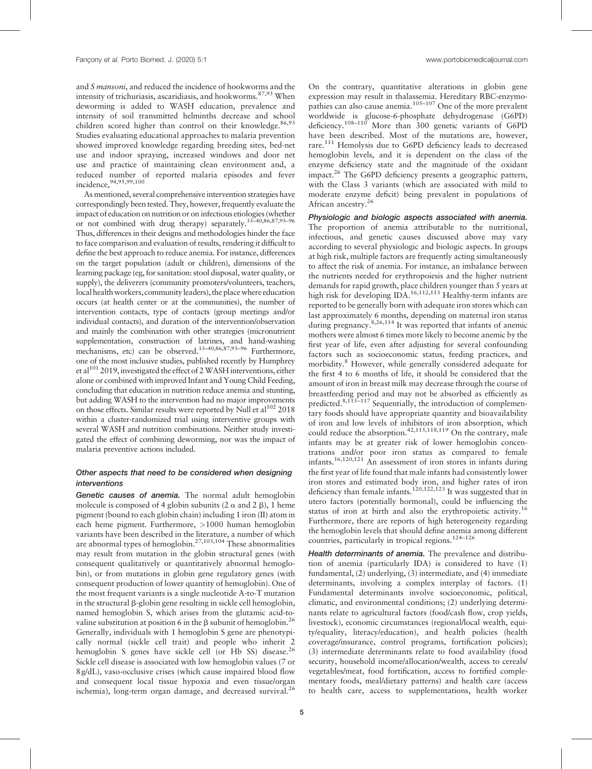and *S mansoni*, and reduced the incidence of hookworms and the intensity of trichuriasis, ascaridiasis, and hookworms.[87,93] When deworming is added to WASH education, prevalence and intensity of soil transmitted helminths decrease and school children scored higher than control on their knowledge.[86,93] Studies evaluating educational approaches to malaria prevention showed improved knowledge regarding breeding sites, bed-net use and indoor spraying, increased windows and door net use and practice of maintaining clean environment and, a reduced number of reported malaria episodes and fever incidence.[94,95,99,100]

As mentioned, several comprehensive intervention strategies have correspondingly been tested. They, however, frequently evaluate the impact of education on nutrition or on infectious etiologies (whether or not combined with drug therapy) separately.[33–40,86,87,93–96] Thus, differences in their designs and methodologies hinder the face to face comparison and evaluation of results, rendering it difficult to define the best approach to reduce anemia. For instance, differences on the target population (adult or children), dimensions of the learning package (eg, for sanitation: stool disposal, water quality, or supply), the deliverers (community promoters/volunteers, teachers, local health workers, community leaders), the place where education occurs (at health center or at the communities), the number of intervention contacts, type of contacts (group meetings and/or individual contacts), and duration of the intervention/observation and mainly the combination with other strategies (micronutrient supplementation, construction of latrines, and hand-washing mechanisms, etc) can be observed.[33–40,86,87,93–96] Furthermore, one of the most inclusive studies, published recently by Humphrey et al[101] 2019, investigated the effect of 2 WASH interventions, either alone or combined with improved Infant and Young Child Feeding, concluding that education in nutrition reduce anemia and stunting, but adding WASH to the intervention had no major improvements on those effects. Similar results were reported by Null et al[102] 2018 within a cluster-randomized trial using interventive groups with several WASH and nutrition combinations. Neither study investigated the effect of combining deworming, nor was the impact of malaria preventive actions included.

### Other aspects that need to be considered when designing interventions

***Genetic causes of anemia.*** The normal adult hemoglobin molecule is composed of 4 globin subunits (2 $\alpha$ and 2 $\beta$), 1 heme pigment (bound to each globin chain) including 1 iron (II) atom in each heme pigment. Furthermore, >1000 human hemoglobin variants have been described in the literature, a number of which are abnormal types of hemoglobin.[27,103,104] These abnormalities may result from mutation in the globin structural genes (with consequent qualitatively or quantitatively abnormal hemoglobin), or from mutations in globin gene regulatory genes (with consequent production of lower quantity of hemoglobin). One of the most frequent variants is a single nucleotide A-to-T mutation in the structural $\beta$-globin gene resulting in sickle cell hemoglobin, named hemoglobin S, which arises from the glutamic acid-to-valine substitution at position 6 in the $\beta$ subunit of hemoglobin.[26] Generally, individuals with 1 hemoglobin S gene are phenotypically normal (sickle cell trait) and people who inherit 2 hemoglobin S genes have sickle cell (or Hb SS) disease.[26] Sickle cell disease is associated with low hemoglobin values (7 or 8 g/dL), vaso-occlusive crises (which cause impaired blood flow and consequent local tissue hypoxia and even tissue/organ ischemia), long-term organ damage, and decreased survival.[26] On the contrary, quantitative alterations in globin gene expression may result in thalassemia. Hereditary RBC-enzymopathies can also cause anemia.[105–107] One of the more prevalent worldwide is glucose-6-phosphate dehydrogenase (G6PD) deficiency.[108–110] More than 300 genetic variants of G6PD have been described. Most of the mutations are, however, rare.[111] Hemolysis due to G6PD deficiency leads to decreased hemoglobin levels, and it is dependent on the class of the enzyme deficiency state and the magnitude of the oxidant impact.[26] The G6PD deficiency presents a geographic pattern, with the Class 3 variants (which are associated with mild to moderate enzyme deficit) being prevalent in populations of African ancestry.[26]

***Physiologic and biologic aspects associated with anemia.*** The proportion of anemia attributable to the nutritional, infectious, and genetic causes discussed above may vary according to several physiologic and biologic aspects. In groups at high risk, multiple factors are frequently acting simultaneously to affect the risk of anemia. For instance, an imbalance between the nutrients needed for erythropoiesis and the higher nutrient demands for rapid growth, place children younger than 5 years at high risk for developing IDA.[16,112,113] Healthy-term infants are reported to be generally born with adequate iron stores which can last approximately 6 months, depending on maternal iron status during pregnancy.[8,26,114] It was reported that infants of anemic mothers were almost 6 times more likely to become anemic by the first year of life, even after adjusting for several confounding factors such as socioeconomic status, feeding practices, and morbidity.[8] However, while generally considered adequate for the first 4 to 6 months of life, it should be considered that the amount of iron in breast milk may decrease through the course of breastfeeding period and may not be absorbed as efficiently as predicted.[8,115–117] Sequentially, the introduction of complementary foods should have appropriate quantity and bioavailability of iron and low levels of inhibitors of iron absorption, which could reduce the absorption.[42,115,118,119] On the contrary, male infants may be at greater risk of lower hemoglobin concentrations and/or poor iron status as compared to female infants.[16,120,121] An assessment of iron stores in infants during the first year of life found that male infants had consistently lower iron stores and estimated body iron, and higher rates of iron deficiency than female infants.[120,122,123] It was suggested that in utero factors (potentially hormonal), could be influencing the status of iron at birth and also the erythropoietic activity.[16] Furthermore, there are reports of high heterogeneity regarding the hemoglobin levels that should define anemia among different countries, particularly in tropical regions.[124–126]

***Health determinants of anemia.*** The prevalence and distribution of anemia (particularly IDA) is considered to have (1) fundamental, (2) underlying, (3) intermediate, and (4) immediate determinants, involving a complex interplay of factors. (1) Fundamental determinants involve socioeconomic, political, climatic, and environmental conditions; (2) underlying determinants relate to agricultural factors (food/cash flow, crop yields, livestock), economic circumstances (regional/local wealth, equity/equality, literacy/education), and health policies (health coverage/insurance, control programs, fortification policies); (3) intermediate determinants relate to food availability (food security, household income/allocation/wealth, access to cereals/vegetables/meat, food fortification, access to fortified complementary foods, meal/dietary patterns) and health care (access to health care, access to supplementations, health worker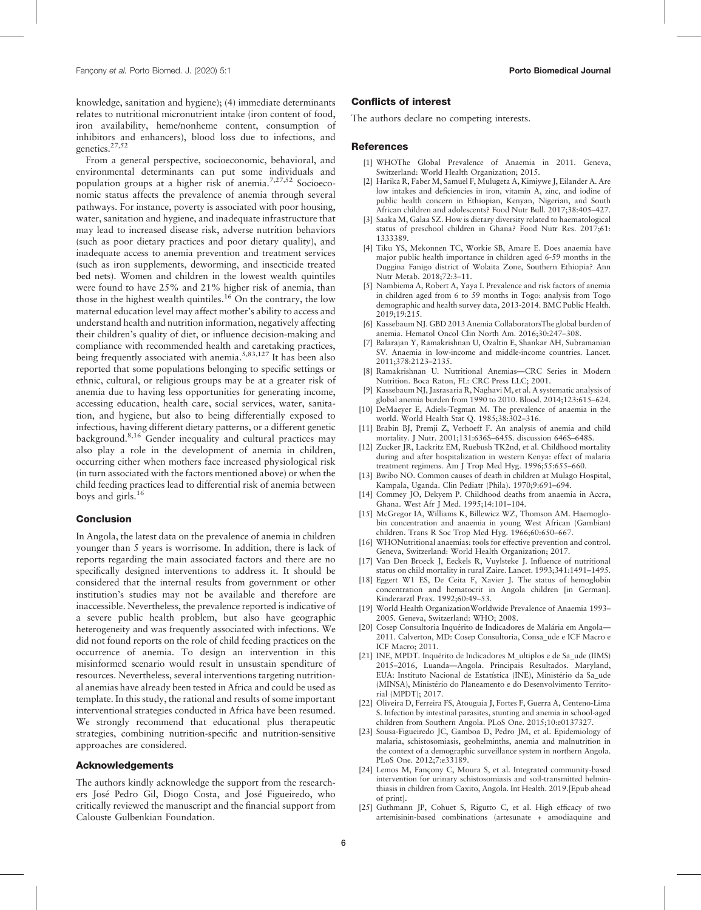knowledge, sanitation and hygiene); (4) immediate determinants relates to nutritional micronutrient intake (iron content of food, iron availability, heme/nonheme content, consumption of inhibitors and enhancers), blood loss due to infections, and genetics.[27,52]

From a general perspective, socioeconomic, behavioral, and environmental determinants can put some individuals and population groups at a higher risk of anemia.[7,27,52] Socioeconomic status affects the prevalence of anemia through several pathways. For instance, poverty is associated with poor housing, water, sanitation and hygiene, and inadequate infrastructure that may lead to increased disease risk, adverse nutrition behaviors (such as poor dietary practices and poor dietary quality), and inadequate access to anemia prevention and treatment services (such as iron supplements, deworming, and insecticide treated bed nets). Women and children in the lowest wealth quintiles were found to have 25% and 21% higher risk of anemia, than those in the highest wealth quintiles.[16] On the contrary, the low maternal education level may affect mother's ability to access and understand health and nutrition information, negatively affecting their children's quality of diet, or influence decision-making and compliance with recommended health and caretaking practices, being frequently associated with anemia.[5,83,127] It has been also reported that some populations belonging to specific settings or ethnic, cultural, or religious groups may be at a greater risk of anemia due to having less opportunities for generating income, accessing education, health care, social services, water, sanitation, and hygiene, but also to being differentially exposed to infectious, having different dietary patterns, or a different genetic background.[8,16] Gender inequality and cultural practices may also play a role in the development of anemia in children, occurring either when mothers face increased physiological risk (in turn associated with the factors mentioned above) or when the child feeding practices lead to differential risk of anemia between boys and girls.[16]

## Conclusion

In Angola, the latest data on the prevalence of anemia in children younger than 5 years is worrisome. In addition, there is lack of reports regarding the main associated factors and there are no specifically designed interventions to address it. It should be considered that the internal results from government or other institution's studies may not be available and therefore are inaccessible. Nevertheless, the prevalence reported is indicative of a severe public health problem, but also have geographic heterogeneity and was frequently associated with infections. We did not found reports on the role of child feeding practices on the occurrence of anemia. To design an intervention in this misinformed scenario would result in unsustain spenditure of resources. Nevertheless, several interventions targeting nutritional anemias have already been tested in Africa and could be used as template. In this study, the rational and results of some important interventional strategies conducted in Africa have been resumed. We strongly recommend that educational plus therapeutic strategies, combining nutrition-specific and nutrition-sensitive approaches are considered.

## Acknowledgements

The authors kindly acknowledge the support from the researchers José Pedro Gil, Diogo Costa, and José Figueiredo, who critically reviewed the manuscript and the financial support from Calouste Gulbenkian Foundation.

## Conflicts of interest

The authors declare no competing interests.

## References

[1] WHOThe Global Prevalence of Anaemia in 2011. Geneva, Switzerland: World Health Organization; 2015.

[2] Harika R, Faber M, Samuel F, Mulugeta A, Kimiywe J, Eilander A. Are low intakes and deficiencies in iron, vitamin A, zinc, and iodine of public health concern in Ethiopian, Kenyan, Nigerian, and South African children and adolescents? Food Nutr Bull. 2017;38:405–427.

[3] Saaka M, Galaa SZ. How is dietary diversity related to haematological status of preschool children in Ghana? Food Nutr Res. 2017;61: 1333389.

[4] Tiku YS, Mekonnen TC, Workie SB, Amare E. Does anaemia have major public health importance in children aged 6-59 months in the Duggina Fanigo district of Wolaita Zone, Southern Ethiopia? Ann Nutr Metab. 2018;72:3–11.

[5] Nambiema A, Robert A, Yaya I. Prevalence and risk factors of anemia in children aged from 6 to 59 months in Togo: analysis from Togo demographic and health survey data, 2013-2014. BMC Public Health. 2019;19:215.

[6] Kassebaum NJ. GBD 2013 Anemia CollaboratorsThe global burden of anemia. Hematol Oncol Clin North Am. 2016;30:247–308.

[7] Balarajan Y, Ramakrishnan U, Ozaltin E, Shankar AH, Subramanian SV. Anaemia in low-income and middle-income countries. Lancet. 2011;378:2123–2135.

[8] Ramakrishnan U. Nutritional Anemias—CRC Series in Modern Nutrition. Boca Raton, FL: CRC Press LLC; 2001.

[9] Kassebaum NJ, Jasrasaria R, Naghavi M, et al. A systematic analysis of global anemia burden from 1990 to 2010. Blood. 2014;123:615–624.

[10] DeMaeyer E, Adiels-Tegman M. The prevalence of anaemia in the world. World Health Stat Q. 1985;38:302–316.

[11] Brabin BJ, Premji Z, Verhoeff F. An analysis of anemia and child mortality. J Nutr. 2001;131:636S–645S. discussion 646S–648S.

[12] Zucker JR, Lackritz EM, Ruebush TK2nd, et al. Childhood mortality during and after hospitalization in western Kenya: effect of malaria treatment regimens. Am J Trop Med Hyg. 1996;55:655–660.

[13] Bwibo NO. Common causes of death in children at Mulago Hospital, Kampala, Uganda. Clin Pediatr (Phila). 1970;9:691–694.

[14] Commey JO, Dekyem P. Childhood deaths from anaemia in Accra, Ghana. West Afr J Med. 1995;14:101–104.

[15] McGregor IA, Williams K, Billewicz WZ, Thomson AM. Haemoglobin concentration and anaemia in young West African (Gambian) children. Trans R Soc Trop Med Hyg. 1966;60:650–667.

[16] WHONutritional anaemias: tools for effective prevention and control. Geneva, Switzerland: World Health Organization; 2017.

[17] Van Den Broeck J, Eeckels R, Vuylsteke J. Influence of nutritional status on child mortality in rural Zaire. Lancet. 1993;341:1491–1495.

[18] Eggert W1 ES, De Ceita F, Xavier J. The status of hemoglobin concentration and hematocrit in Angola children [in German]. Kinderarztl Prax. 1992;60:49–53.

[19] World Health OrganizationWorldwide Prevalence of Anaemia 1993–2005. Geneva, Switzerland: WHO; 2008.

[20] Cosep Consultoria Inquérito de Indicadores de Malária em Angola—2011. Calverton, MD: Cosep Consultoria, Consa_ude e ICF Macro e ICF Macro; 2011.

[21] INE, MPDT. Inquérito de Indicadores M_ultiplos e de Sa_ude (IIMS) 2015–2016, Luanda—Angola. Principais Resultados. Maryland, EUA: Instituto Nacional de Estatística (INE), Ministério da Sa_ude (MINSA), Ministério do Planeamento e do Desenvolvimento Territorial (MPDT); 2017.

[22] Oliveira D, Ferreira FS, Atouguia J, Fortes F, Guerra A, Centeno-Lima S. Infection by intestinal parasites, stunting and anemia in school-aged children from Southern Angola. PLoS One. 2015;10:e0137327.

[23] Sousa-Figueiredo JC, Gamboa D, Pedro JM, et al. Epidemiology of malaria, schistosomiasis, geohelminths, anemia and malnutrition in the context of a demographic surveillance system in northern Angola. PLoS One. 2012;7:e33189.

[24] Lemos M, Fançony C, Moura S, et al. Integrated community-based intervention for urinary schistosomiasis and soil-transmitted helminthiasis in children from Caxito, Angola. Int Health. 2019.[Epub ahead of print].

[25] Guthmann JP, Cohuet S, Rigutto C, et al. High efficacy of two artemisinin-based combinations (artesunate + amodiaquine and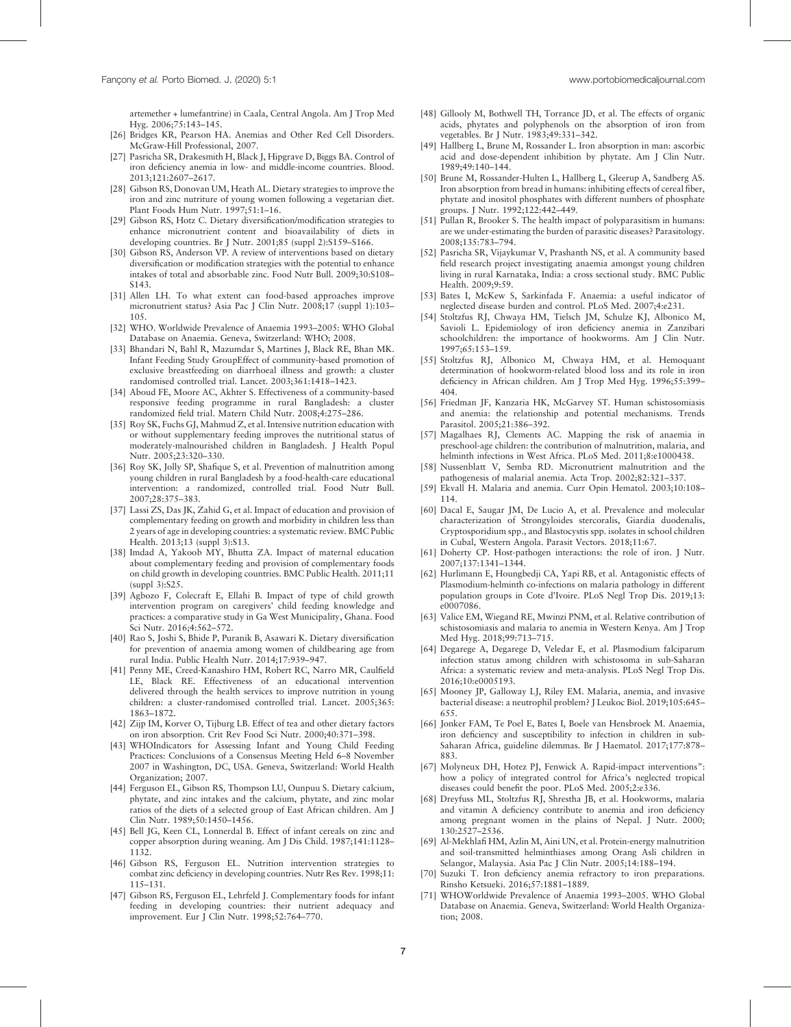artemether + lumefantrine) in Caala, Central Angola. Am J Trop Med Hyg. 2006;75:143–145.

[26] Bridges KR, Pearson HA. Anemias and Other Red Cell Disorders. McGraw-Hill Professional, 2007.

[27] Pasricha SR, Drakesmith H, Black J, Hipgrave D, Biggs BA. Control of iron deficiency anemia in low- and middle-income countries. Blood. 2013;121:2607–2617.

[28] Gibson RS, Donovan UM, Heath AL. Dietary strategies to improve the iron and zinc nutriture of young women following a vegetarian diet. Plant Foods Hum Nutr. 1997;51:1–16.

[29] Gibson RS, Hotz C. Dietary diversification/modification strategies to enhance micronutrient content and bioavailability of diets in developing countries. Br J Nutr. 2001;85 (suppl 2):S159–S166.

[30] Gibson RS, Anderson VP. A review of interventions based on dietary diversification or modification strategies with the potential to enhance intakes of total and absorbable zinc. Food Nutr Bull. 2009;30:S108–S143.

[31] Allen LH. To what extent can food-based approaches improve micronutrient status? Asia Pac J Clin Nutr. 2008;17 (suppl 1):103–105.

[32] WHO. Worldwide Prevalence of Anaemia 1993–2005: WHO Global Database on Anaemia. Geneva, Switzerland: WHO; 2008.

[33] Bhandari N, Bahl R, Mazumdar S, Martines J, Black RE, Bhan MK. Infant Feeding Study GroupEffect of community-based promotion of exclusive breastfeeding on diarrhoeal illness and growth: a cluster randomised controlled trial. Lancet. 2003;361:1418–1423.

[34] Aboud FE, Moore AC, Akhter S. Effectiveness of a community-based responsive feeding programme in rural Bangladesh: a cluster randomized field trial. Matern Child Nutr. 2008;4:275–286.

[35] Roy SK, Fuchs GJ, Mahmud Z, et al. Intensive nutrition education with or without supplementary feeding improves the nutritional status of moderately-malnourished children in Bangladesh. J Health Popul Nutr. 2005;23:320–330.

[36] Roy SK, Jolly SP, Shafique S, et al. Prevention of malnutrition among young children in rural Bangladesh by a food-health-care educational intervention: a randomized, controlled trial. Food Nutr Bull. 2007;28:375–383.

[37] Lassi ZS, Das JK, Zahid G, et al. Impact of education and provision of complementary feeding on growth and morbidity in children less than 2 years of age in developing countries: a systematic review. BMC Public Health. 2013;13 (suppl 3):S13.

[38] Imdad A, Yakoob MY, Bhutta ZA. Impact of maternal education about complementary feeding and provision of complementary foods on child growth in developing countries. BMC Public Health. 2011;11 (suppl 3):S25.

[39] Agbozo F, Colecraft E, Ellahi B. Impact of type of child growth intervention program on caregivers' child feeding knowledge and practices: a comparative study in Ga West Municipality, Ghana. Food Sci Nutr. 2016;4:562–572.

[40] Rao S, Joshi S, Bhide P, Puranik B, Asawari K. Dietary diversification for prevention of anaemia among women of childbearing age from rural India. Public Health Nutr. 2014;17:939–947.

[41] Penny ME, Creed-Kanashiro HM, Robert RC, Narro MR, Caulfield LE, Black RE. Effectiveness of an educational intervention delivered through the health services to improve nutrition in young children: a cluster-randomised controlled trial. Lancet. 2005;365:1863–1872.

[42] Zijp IM, Korver O, Tijburg LB. Effect of tea and other dietary factors on iron absorption. Crit Rev Food Sci Nutr. 2000;40:371–398.

[43] WHOIndicators for Assessing Infant and Young Child Feeding Practices: Conclusions of a Consensus Meeting Held 6–8 November 2007 in Washington, DC, USA. Geneva, Switzerland: World Health Organization; 2007.

[44] Ferguson EL, Gibson RS, Thompson LU, Ounpuu S. Dietary calcium, phytate, and zinc intakes and the calcium, phytate, and zinc molar ratios of the diets of a selected group of East African children. Am J Clin Nutr. 1989;50:1450–1456.

[45] Bell JG, Keen CL, Lonnerdal B. Effect of infant cereals on zinc and copper absorption during weaning. Am J Dis Child. 1987;141:1128–1132.

[46] Gibson RS, Ferguson EL. Nutrition intervention strategies to combat zinc deficiency in developing countries. Nutr Res Rev. 1998;11:115–131.

[47] Gibson RS, Ferguson EL, Lehrfeld J. Complementary foods for infant feeding in developing countries: their nutrient adequacy and improvement. Eur J Clin Nutr. 1998;52:764–770.

[48] Gillooly M, Bothwell TH, Torrance JD, et al. The effects of organic acids, phytates and polyphenols on the absorption of iron from vegetables. Br J Nutr. 1983;49:331–342.

[49] Hallberg L, Brune M, Rossander L. Iron absorption in man: ascorbic acid and dose-dependent inhibition by phytate. Am J Clin Nutr. 1989;49:140–144.

[50] Brune M, Rossander-Hulten L, Hallberg L, Gleerup A, Sandberg AS. Iron absorption from bread in humans: inhibiting effects of cereal fiber, phytate and inositol phosphates with different numbers of phosphate groups. J Nutr. 1992;122:442–449.

[51] Pullan R, Brooker S. The health impact of polyparasitism in humans: are we under-estimating the burden of parasitic diseases? Parasitology. 2008;135:783–794.

[52] Pasricha SR, Vijaykumar V, Prashanth NS, et al. A community based field research project investigating anaemia amongst young children living in rural Karnataka, India: a cross sectional study. BMC Public Health. 2009;9:59.

[53] Bates I, McKew S, Sarkinfada F. Anaemia: a useful indicator of neglected disease burden and control. PLoS Med. 2007;4:e231.

[54] Stoltzfus RJ, Chwaya HM, Tielsch JM, Schulze KJ, Albonico M, Savioli L. Epidemiology of iron deficiency anemia in Zanzibari schoolchildren: the importance of hookworms. Am J Clin Nutr. 1997;65:153–159.

[55] Stoltzfus RJ, Albonico M, Chwaya HM, et al. Hemoquant determination of hookworm-related blood loss and its role in iron deficiency in African children. Am J Trop Med Hyg. 1996;55:399–404.

[56] Friedman JF, Kanzaria HK, McGarvey ST. Human schistosomiasis and anemia: the relationship and potential mechanisms. Trends Parasitol. 2005;21:386–392.

[57] Magalhaes RJ, Clements AC. Mapping the risk of anaemia in preschool-age children: the contribution of malnutrition, malaria, and helminth infections in West Africa. PLoS Med. 2011;8:e1000438.

[58] Nussenblatt V, Semba RD. Micronutrient malnutrition and the pathogenesis of malarial anemia. Acta Trop. 2002;82:321–337.

[59] Ekvall H. Malaria and anemia. Curr Opin Hematol. 2003;10:108–114.

[60] Dacal E, Saugar JM, De Lucio A, et al. Prevalence and molecular characterization of Strongyloides stercoralis, Giardia duodenalis, Cryptosporidium spp., and Blastocystis spp. isolates in school children in Cubal, Western Angola. Parasit Vectors. 2018;11:67.

[61] Doherty CP. Host-pathogen interactions: the role of iron. J Nutr. 2007;137:1341–1344.

[62] Hurlimann E, Houngbedji CA, Yapi RB, et al. Antagonistic effects of Plasmodium-helminth co-infections on malaria pathology in different population groups in Cote d'Ivoire. PLoS Negl Trop Dis. 2019;13:e0007086.

[63] Valice EM, Wiegand RE, Mwinzi PNM, et al. Relative contribution of schistosomiasis and malaria to anemia in Western Kenya. Am J Trop Med Hyg. 2018;99:713–715.

[64] Degarege A, Degarege D, Veledar E, et al. Plasmodium falciparum infection status among children with schistosoma in sub-Saharan Africa: a systematic review and meta-analysis. PLoS Negl Trop Dis. 2016;10:e0005193.

[65] Mooney JP, Galloway LJ, Riley EM. Malaria, anemia, and invasive bacterial disease: a neutrophil problem? J Leukoc Biol. 2019;105:645–655.

[66] Jonker FAM, Te Poel E, Bates I, Boele van Hensbroek M. Anaemia, iron deficiency and susceptibility to infection in children in sub-Saharan Africa, guideline dilemmas. Br J Haematol. 2017;177:878–883.

[67] Molyneux DH, Hotez PJ, Fenwick A. Rapid-impact interventions": how a policy of integrated control for Africa's neglected tropical diseases could benefit the poor. PLoS Med. 2005;2:e336.

[68] Dreyfuss ML, Stoltzfus RJ, Shrestha JB, et al. Hookworms, malaria and vitamin A deficiency contribute to anemia and iron deficiency among pregnant women in the plains of Nepal. J Nutr. 2000;130:2527–2536.

[69] Al-Mekhlafi HM, Azlin M, Aini UN, et al. Protein-energy malnutrition and soil-transmitted helminthiases among Orang Asli children in Selangor, Malaysia. Asia Pac J Clin Nutr. 2005;14:188–194.

[70] Suzuki T. Iron deficiency anemia refractory to iron preparations. Rinsho Ketsueki. 2016;57:1881–1889.

[71] WHOWorldwide Prevalence of Anaemia 1993–2005. WHO Global Database on Anaemia. Geneva, Switzerland: World Health Organization; 2008.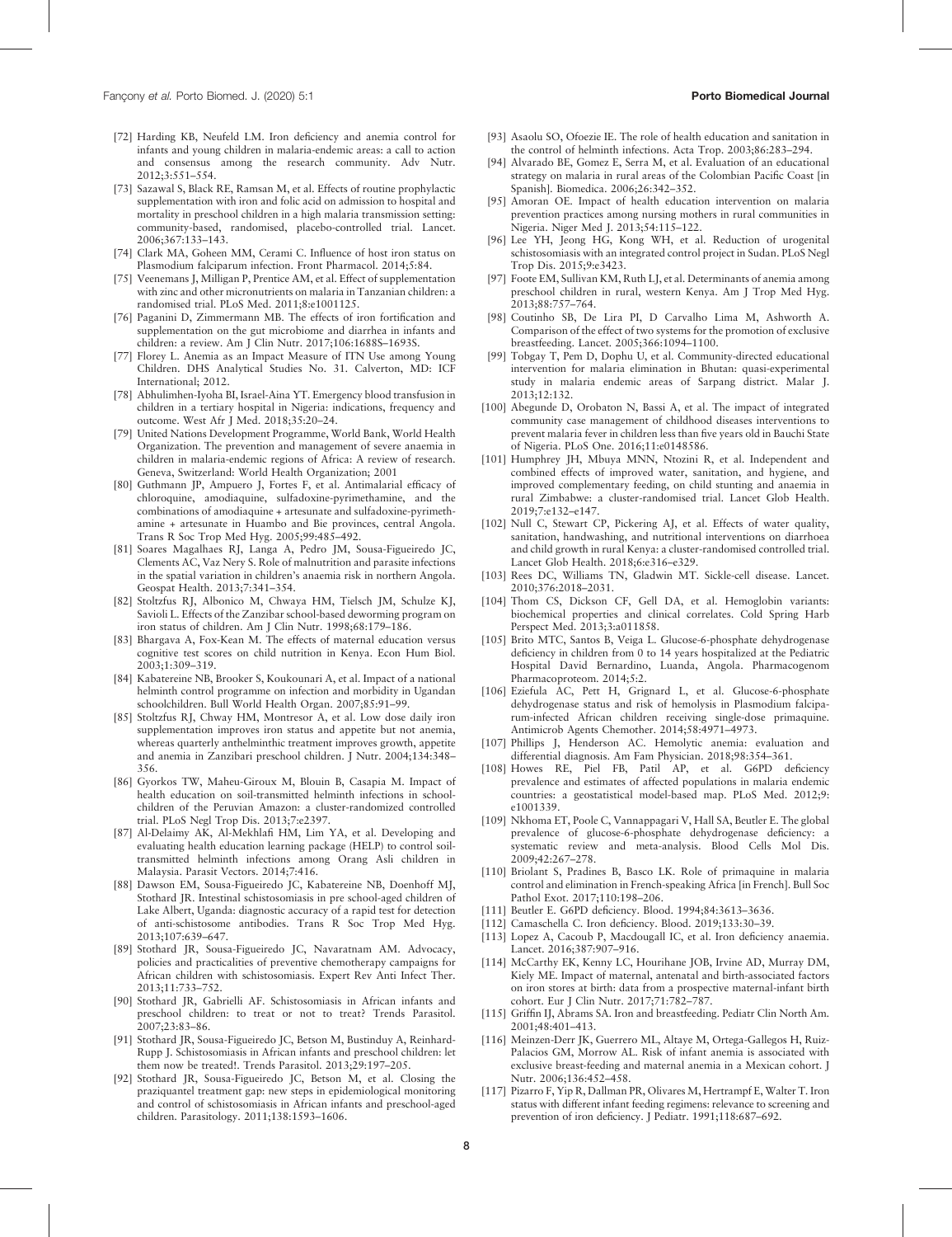[72] Harding KB, Neufeld LM. Iron deficiency and anemia control for infants and young children in malaria-endemic areas: a call to action and consensus among the research community. Adv Nutr. 2012;3:551–554.

[73] Sazawal S, Black RE, Ramsan M, et al. Effects of routine prophylactic supplementation with iron and folic acid on admission to hospital and mortality in preschool children in a high malaria transmission setting: community-based, randomised, placebo-controlled trial. Lancet. 2006;367:133–143.

[74] Clark MA, Goheen MM, Cerami C. Influence of host iron status on Plasmodium falciparum infection. Front Pharmacol. 2014;5:84.

[75] Veenemans J, Milligan P, Prentice AM, et al. Effect of supplementation with zinc and other micronutrients on malaria in Tanzanian children: a randomised trial. PLoS Med. 2011;8:e1001125.

[76] Paganini D, Zimmermann MB. The effects of iron fortification and supplementation on the gut microbiome and diarrhea in infants and children: a review. Am J Clin Nutr. 2017;106:1688S–1693S.

[77] Florey L. Anemia as an Impact Measure of ITN Use among Young Children. DHS Analytical Studies No. 31. Calverton, MD: ICF International; 2012.

[78] Abhulimhen-Iyoha BI, Israel-Aina YT. Emergency blood transfusion in children in a tertiary hospital in Nigeria: indications, frequency and outcome. West Afr J Med. 2018;35:20–24.

[79] United Nations Development Programme, World Bank, World Health Organization. The prevention and management of severe anaemia in children in malaria-endemic regions of Africa: A review of research. Geneva, Switzerland: World Health Organization; 2001

[80] Guthmann JP, Ampuero J, Fortes F, et al. Antimalarial efficacy of chloroquine, amodiaquine, sulfadoxine-pyrimethamine, and the combinations of amodiaquine + artesunate and sulfadoxine-pyrimethamine + artesunate in Huambo and Bie provinces, central Angola. Trans R Soc Trop Med Hyg. 2005;99:485–492.

[81] Soares Magalhaes RJ, Langa A, Pedro JM, Sousa-Figueiredo JC, Clements AC, Vaz Nery S. Role of malnutrition and parasite infections in the spatial variation in children's anaemia risk in northern Angola. Geospat Health. 2013;7:341–354.

[82] Stoltzfus RJ, Albonico M, Chwaya HM, Tielsch JM, Schulze KJ, Savioli L. Effects of the Zanzibar school-based deworming program on iron status of children. Am J Clin Nutr. 1998;68:179–186.

[83] Bhargava A, Fox-Kean M. The effects of maternal education versus cognitive test scores on child nutrition in Kenya. Econ Hum Biol. 2003;1:309–319.

[84] Kabatereine NB, Brooker S, Koukounari A, et al. Impact of a national helminth control programme on infection and morbidity in Ugandan schoolchildren. Bull World Health Organ. 2007;85:91–99.

[85] Stoltzfus RJ, Chway HM, Montresor A, et al. Low dose daily iron supplementation improves iron status and appetite but not anemia, whereas quarterly anthelminthic treatment improves growth, appetite and anemia in Zanzibari preschool children. J Nutr. 2004;134:348–356.

[86] Gyorkos TW, Maheu-Giroux M, Blouin B, Casapia M. Impact of health education on soil-transmitted helminth infections in schoolchildren of the Peruvian Amazon: a cluster-randomized controlled trial. PLoS Negl Trop Dis. 2013;7:e2397.

[87] Al-Delaimy AK, Al-Mekhlafi HM, Lim YA, et al. Developing and evaluating health education learning package (HELP) to control soil-transmitted helminth infections among Orang Asli children in Malaysia. Parasit Vectors. 2014;7:416.

[88] Dawson EM, Sousa-Figueiredo JC, Kabatereine NB, Doenhoff MJ, Stothard JR. Intestinal schistosomiasis in pre school-aged children of Lake Albert, Uganda: diagnostic accuracy of a rapid test for detection of anti-schistosome antibodies. Trans R Soc Trop Med Hyg. 2013;107:639–647.

[89] Stothard JR, Sousa-Figueiredo JC, Navaratnam AM. Advocacy, policies and practicalities of preventive chemotherapy campaigns for African children with schistosomiasis. Expert Rev Anti Infect Ther. 2013;11:733–752.

[90] Stothard JR, Gabrielli AF. Schistosomiasis in African infants and preschool children: to treat or not to treat? Trends Parasitol. 2007;23:83–86.

[91] Stothard JR, Sousa-Figueiredo JC, Betson M, Bustinduy A, Reinhard-Rupp J. Schistosomiasis in African infants and preschool children: let them now be treated!. Trends Parasitol. 2013;29:197–205.

[92] Stothard JR, Sousa-Figueiredo JC, Betson M, et al. Closing the praziquantel treatment gap: new steps in epidemiological monitoring and control of schistosomiasis in African infants and preschool-aged children. Parasitology. 2011;138:1593–1606.

[93] Asaolu SO, Ofoezie IE. The role of health education and sanitation in the control of helminth infections. Acta Trop. 2003;86:283–294.

[94] Alvarado BE, Gomez E, Serra M, et al. Evaluation of an educational strategy on malaria in rural areas of the Colombian Pacific Coast [in Spanish]. Biomedica. 2006;26:342–352.

[95] Amoran OE. Impact of health education intervention on malaria prevention practices among nursing mothers in rural communities in Nigeria. Niger Med J. 2013;54:115–122.

[96] Lee YH, Jeong HG, Kong WH, et al. Reduction of urogenital schistosomiasis with an integrated control project in Sudan. PLoS Negl Trop Dis. 2015;9:e3423.

[97] Foote EM, Sullivan KM, Ruth LJ, et al. Determinants of anemia among preschool children in rural, western Kenya. Am J Trop Med Hyg. 2013;88:757–764.

[98] Coutinho SB, De Lira PI, D Carvalho Lima M, Ashworth A. Comparison of the effect of two systems for the promotion of exclusive breastfeeding. Lancet. 2005;366:1094–1100.

[99] Tobgay T, Pem D, Dophu U, et al. Community-directed educational intervention for malaria elimination in Bhutan: quasi-experimental study in malaria endemic areas of Sarpang district. Malar J. 2013;12:132.

[100] Abegunde D, Orobaton N, Bassi A, et al. The impact of integrated community case management of childhood diseases interventions to prevent malaria fever in children less than five years old in Bauchi State of Nigeria. PLoS One. 2016;11:e0148586.

[101] Humphrey JH, Mbuya MNN, Ntozini R, et al. Independent and combined effects of improved water, sanitation, and hygiene, and improved complementary feeding, on child stunting and anaemia in rural Zimbabwe: a cluster-randomised trial. Lancet Glob Health. 2019;7:e132–e147.

[102] Null C, Stewart CP, Pickering AJ, et al. Effects of water quality, sanitation, handwashing, and nutritional interventions on diarrhoea and child growth in rural Kenya: a cluster-randomised controlled trial. Lancet Glob Health. 2018;6:e316–e329.

[103] Rees DC, Williams TN, Gladwin MT. Sickle-cell disease. Lancet. 2010;376:2018–2031.

[104] Thom CS, Dickson CF, Gell DA, et al. Hemoglobin variants: biochemical properties and clinical correlates. Cold Spring Harb Perspect Med. 2013;3:a011858.

[105] Brito MTC, Santos B, Veiga L. Glucose-6-phosphate dehydrogenase deficiency in children from 0 to 14 years hospitalized at the Pediatric Hospital David Bernardino, Luanda, Angola. Pharmacogenom Pharmacoproteom. 2014;5:2.

[106] Eziefula AC, Pett H, Grignard L, et al. Glucose-6-phosphate dehydrogenase status and risk of hemolysis in Plasmodium falciparum-infected African children receiving single-dose primaquine. Antimicrob Agents Chemother. 2014;58:4971–4973.

[107] Phillips J, Henderson AC. Hemolytic anemia: evaluation and differential diagnosis. Am Fam Physician. 2018;98:354–361.

[108] Howes RE, Piel FB, Patil AP, et al. G6PD deficiency prevalence and estimates of affected populations in malaria endemic countries: a geostatistical model-based map. PLoS Med. 2012;9:e1001339.

[109] Nkhoma ET, Poole C, Vannappagari V, Hall SA, Beutler E. The global prevalence of glucose-6-phosphate dehydrogenase deficiency: a systematic review and meta-analysis. Blood Cells Mol Dis. 2009;42:267–278.

[110] Briolant S, Pradines B, Basco LK. Role of primaquine in malaria control and elimination in French-speaking Africa [in French]. Bull Soc Pathol Exot. 2017;110:198–206.

[111] Beutler E. G6PD deficiency. Blood. 1994;84:3613–3636.

[112] Camaschella C. Iron deficiency. Blood. 2019;133:30–39.

[113] Lopez A, Cacoub P, Macdougall IC, et al. Iron deficiency anaemia. Lancet. 2016;387:907–916.

[114] McCarthy EK, Kenny LC, Hourihane JOB, Irvine AD, Murray DM, Kiely ME. Impact of maternal, antenatal and birth-associated factors on iron stores at birth: data from a prospective maternal-infant birth cohort. Eur J Clin Nutr. 2017;71:782–787.

[115] Griffin IJ, Abrams SA. Iron and breastfeeding. Pediatr Clin North Am. 2001;48:401–413.

[116] Meinzen-Derr JK, Guerrero ML, Altaye M, Ortega-Gallegos H, Ruiz-Palacios GM, Morrow AL. Risk of infant anemia is associated with exclusive breast-feeding and maternal anemia in a Mexican cohort. J Nutr. 2006;136:452–458.

[117] Pizarro F, Yip R, Dallman PR, Olivares M, Hertrampf E, Walter T. Iron status with different infant feeding regimens: relevance to screening and prevention of iron deficiency. J Pediatr. 1991;118:687–692.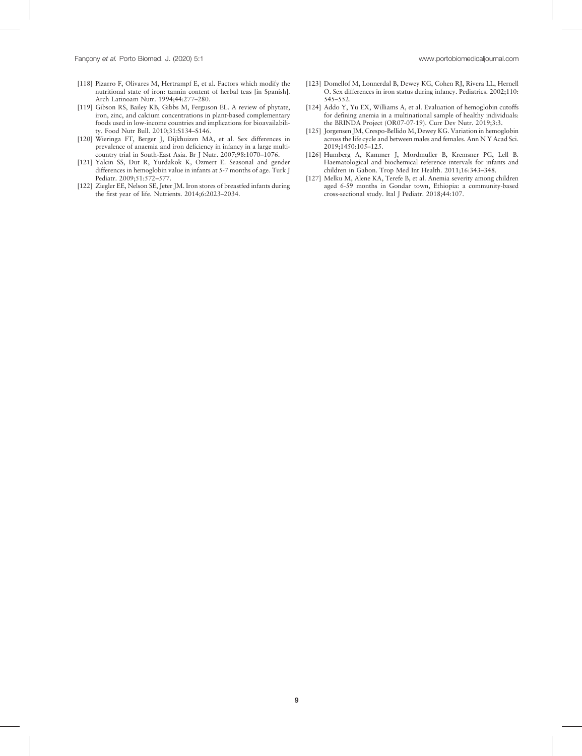[118] Pizarro F, Olivares M, Hertrampf E, et al. Factors which modify the nutritional state of iron: tannin content of herbal teas [in Spanish]. Arch Latinoam Nutr. 1994;44:277–280.

[119] Gibson RS, Bailey KB, Gibbs M, Ferguson EL. A review of phytate, iron, zinc, and calcium concentrations in plant-based complementary foods used in low-income countries and implications for bioavailability. Food Nutr Bull. 2010;31:S134–S146.

[120] Wieringa FT, Berger J, Dijkhuizen MA, et al. Sex differences in prevalence of anaemia and iron deficiency in infancy in a large multi-country trial in South-East Asia. Br J Nutr. 2007;98:1070–1076.

[121] Yalcin SS, Dut R, Yurdakok K, Ozmert E. Seasonal and gender differences in hemoglobin value in infants at 5-7 months of age. Turk J Pediatr. 2009;51:572–577.

[122] Ziegler EE, Nelson SE, Jeter JM. Iron stores of breastfed infants during the first year of life. Nutrients. 2014;6:2023–2034.

[123] Domellof M, Lonnerdal B, Dewey KG, Cohen RJ, Rivera LL, Hernell O. Sex differences in iron status during infancy. Pediatrics. 2002;110: 545–552.

[124] Addo Y, Yu EX, Williams A, et al. Evaluation of hemoglobin cutoffs for defining anemia in a multinational sample of healthy individuals: the BRINDA Project (OR07-07-19). Curr Dev Nutr. 2019;3:3.

[125] Jorgensen JM, Crespo-Bellido M, Dewey KG. Variation in hemoglobin across the life cycle and between males and females. Ann N Y Acad Sci. 2019;1450:105–125.

[126] Humberg A, Kammer J, Mordmuller B, Kremsner PG, Lell B. Haematological and biochemical reference intervals for infants and children in Gabon. Trop Med Int Health. 2011;16:343–348.

[127] Melku M, Alene KA, Terefe B, et al. Anemia severity among children aged 6-59 months in Gondar town, Ethiopia: a community-based cross-sectional study. Ital J Pediatr. 2018;44:107.